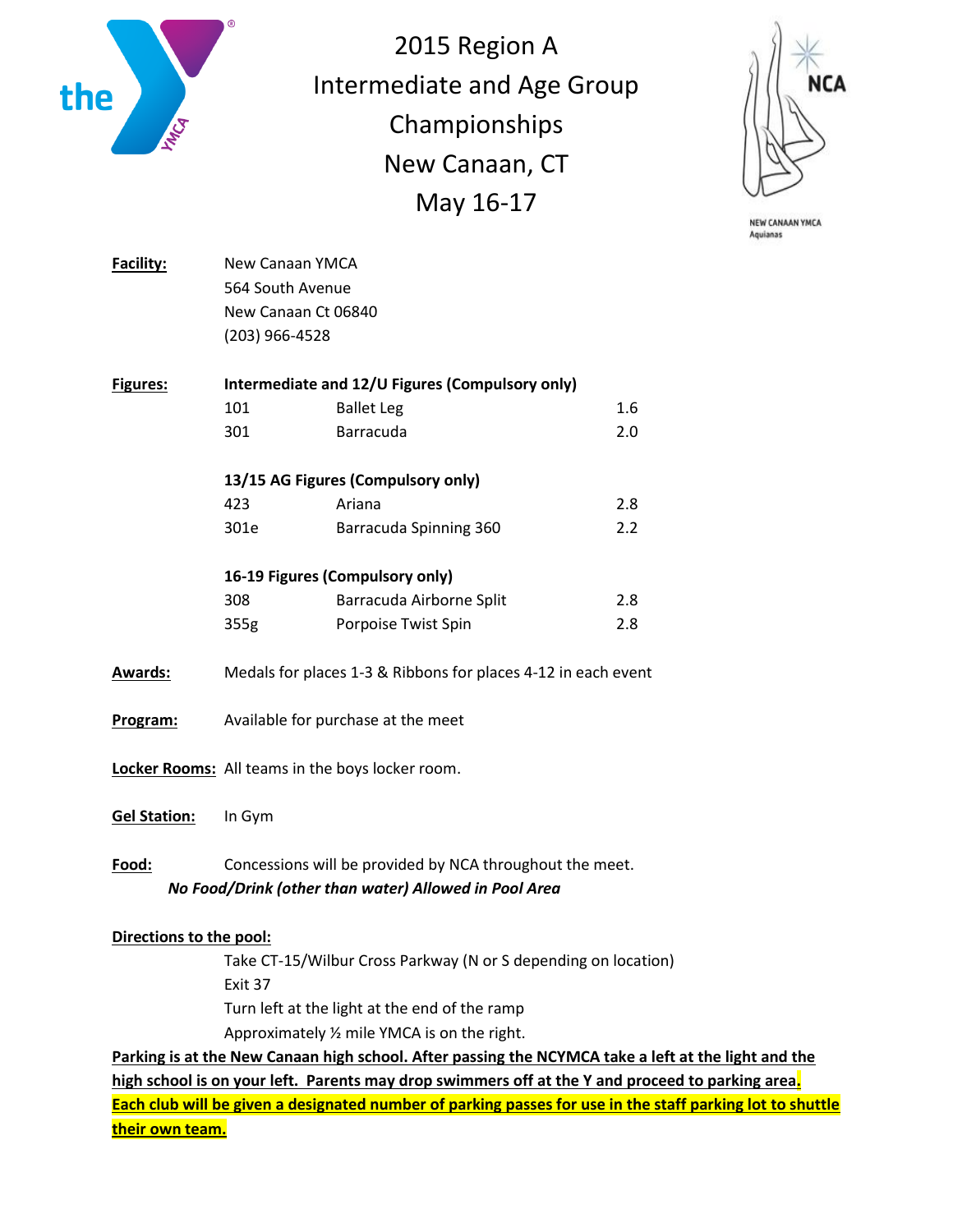# 2015 Region A Intermediate and Age Group Championships

## New Canaan, CT

## May 16-17

NEW CANAAN YMCA
Aquianas

**Facility:** New Canaan YMCA
564 South Avenue
New Canaan Ct 06840
(203) 966-4528

**Figures:**

**Intermediate and 12/U Figures (Compulsory only)**

| | | |
|---|---|---|
| 101 | Ballet Leg | 1.6 |
| 301 | Barracuda | 2.0 |

**13/15 AG Figures (Compulsory only)**

| | | |
|---|---|---|
| 423 | Ariana | 2.8 |
| 301e | Barracuda Spinning 360 | 2.2 |

**16-19 Figures (Compulsory only)**

| | | |
|---|---|---|
| 308 | Barracuda Airborne Split | 2.8 |
| 355g | Porpoise Twist Spin | 2.8 |

**Awards:** Medals for places 1-3 & Ribbons for places 4-12 in each event

**Program:** Available for purchase at the meet

**Locker Rooms:** All teams in the boys locker room.

**Gel Station:** In Gym

**Food:** Concessions will be provided by NCA throughout the meet.

***No Food/Drink (other than water) Allowed in Pool Area***

**Directions to the pool:**

Take CT-15/Wilbur Cross Parkway (N or S depending on location)
Exit 37
Turn left at the light at the end of the ramp
Approximately ½ mile YMCA is on the right.

**Parking is at the New Canaan high school. After passing the NCYMCA take a left at the light and the high school is on your left. Parents may drop swimmers off at the Y and proceed to parking area. Each club will be given a designated number of parking passes for use in the staff parking lot to shuttle their own team.**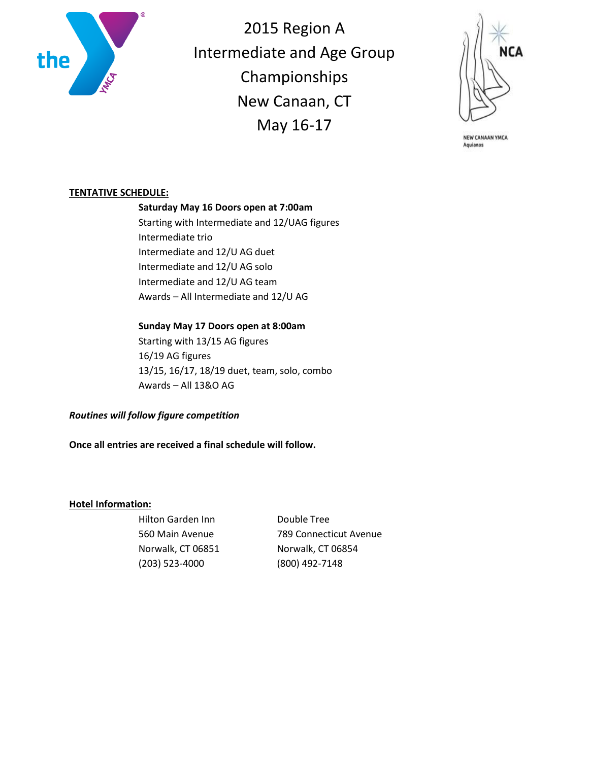# 2015 Region A Intermediate and Age Group Championships

## New Canaan, CT

## May 16-17

NEW CANAAN YMCA Aquianas

**TENTATIVE SCHEDULE:**

**Saturday May 16 Doors open at 7:00am**

Starting with Intermediate and 12/UAG figures
Intermediate trio
Intermediate and 12/U AG duet
Intermediate and 12/U AG solo
Intermediate and 12/U AG team
Awards – All Intermediate and 12/U AG

**Sunday May 17 Doors open at 8:00am**

Starting with 13/15 AG figures
16/19 AG figures
13/15, 16/17, 18/19 duet, team, solo, combo
Awards – All 13&O AG

***Routines will follow figure competition***

**Once all entries are received a final schedule will follow.**

**Hotel Information:**

Hilton Garden Inn
560 Main Avenue
Norwalk, CT 06851
(203) 523-4000

Double Tree
789 Connecticut Avenue
Norwalk, CT 06854
(800) 492-7148